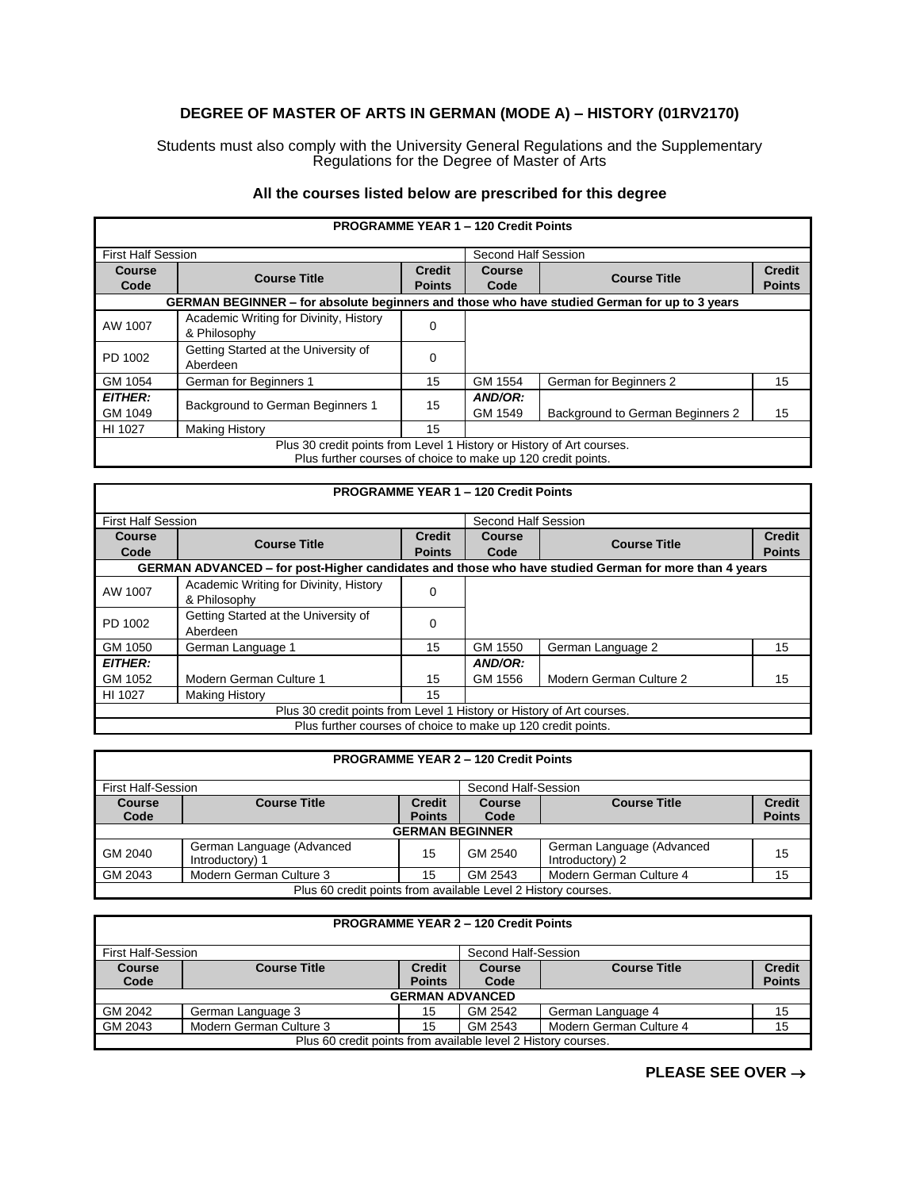# DEGREE OF MASTER OF ARTS IN GERMAN (MODE A) – HISTORY (01RV2170)

Students must also comply with the University General Regulations and the Supplementary Regulations for the Degree of Master of Arts

**All the courses listed below are prescribed for this degree**

| **PROGRAMME YEAR 1 – 120 Credit Points** | | | | | |
|---|---|---|---|---|---|
| First Half Session | | | Second Half Session | | |
| **Course Code** | **Course Title** | **Credit Points** | **Course Code** | **Course Title** | **Credit Points** |
| **GERMAN BEGINNER – for absolute beginners and those who have studied German for up to 3 years** | | | | | |
| AW 1007 | Academic Writing for Divinity, History & Philosophy | 0 | | | |
| PD 1002 | Getting Started at the University of Aberdeen | 0 | | | |
| GM 1054 | German for Beginners 1 | 15 | GM 1554 | German for Beginners 2 | 15 |
| ***EITHER:*** GM 1049 | Background to German Beginners 1 | 15 | ***AND/OR:*** GM 1549 | Background to German Beginners 2 | 15 |
| HI 1027 | Making History | 15 | | | |
| Plus 30 credit points from Level 1 History or History of Art courses. Plus further courses of choice to make up 120 credit points. | | | | | |

| **PROGRAMME YEAR 1 – 120 Credit Points** | | | | | |
|---|---|---|---|---|---|
| First Half Session | | | Second Half Session | | |
| **Course Code** | **Course Title** | **Credit Points** | **Course Code** | **Course Title** | **Credit Points** |
| **GERMAN ADVANCED – for post-Higher candidates and those who have studied German for more than 4 years** | | | | | |
| AW 1007 | Academic Writing for Divinity, History & Philosophy | 0 | | | |
| PD 1002 | Getting Started at the University of Aberdeen | 0 | | | |
| GM 1050 | German Language 1 | 15 | GM 1550 | German Language 2 | 15 |
| ***EITHER:*** GM 1052 | Modern German Culture 1 | 15 | ***AND/OR:*** GM 1556 | Modern German Culture 2 | 15 |
| HI 1027 | Making History | 15 | | | |
| Plus 30 credit points from Level 1 History or History of Art courses. | | | | | |
| Plus further courses of choice to make up 120 credit points. | | | | | |

| **PROGRAMME YEAR 2 – 120 Credit Points** | | | | | |
|---|---|---|---|---|---|
| First Half-Session | | | Second Half-Session | | |
| **Course Code** | **Course Title** | **Credit Points** | **Course Code** | **Course Title** | **Credit Points** |
| **GERMAN BEGINNER** | | | | | |
| GM 2040 | German Language (Advanced Introductory) 1 | 15 | GM 2540 | German Language (Advanced Introductory) 2 | 15 |
| GM 2043 | Modern German Culture 3 | 15 | GM 2543 | Modern German Culture 4 | 15 |
| Plus 60 credit points from available Level 2 History courses. | | | | | |

| **PROGRAMME YEAR 2 – 120 Credit Points** | | | | | |
|---|---|---|---|---|---|
| First Half-Session | | | Second Half-Session | | |
| **Course Code** | **Course Title** | **Credit Points** | **Course Code** | **Course Title** | **Credit Points** |
| **GERMAN ADVANCED** | | | | | |
| GM 2042 | German Language 3 | 15 | GM 2542 | German Language 4 | 15 |
| GM 2043 | Modern German Culture 3 | 15 | GM 2543 | Modern German Culture 4 | 15 |
| Plus 60 credit points from available level 2 History courses. | | | | | |

**PLEASE SEE OVER →**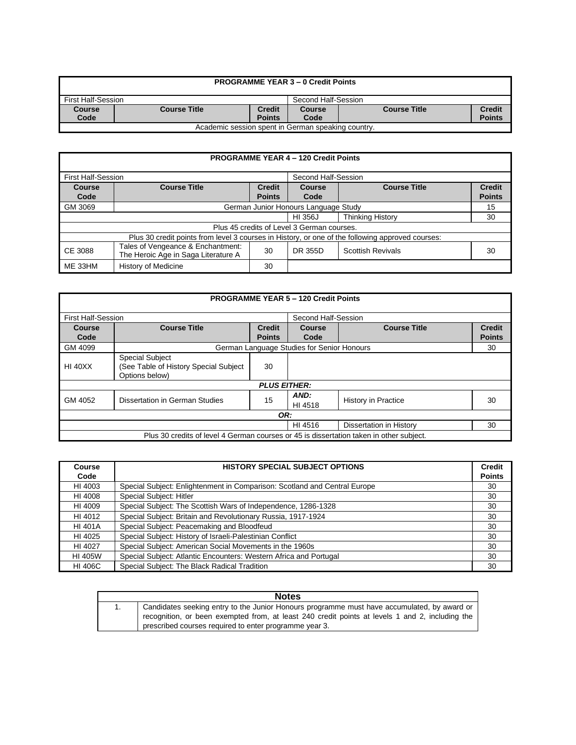| PROGRAMME YEAR 3 – 0 Credit Points | | | | | |
|---|---|---|---|---|---|
| First Half-Session | | | Second Half-Session | | |
| **Course Code** | **Course Title** | **Credit Points** | **Course Code** | **Course Title** | **Credit Points** |
| Academic session spent in German speaking country. | | | | | |

| PROGRAMME YEAR 4 – 120 Credit Points | | | | | |
|---|---|---|---|---|---|
| First Half-Session | | | Second Half-Session | | |
| **Course Code** | **Course Title** | **Credit Points** | **Course Code** | **Course Title** | **Credit Points** |
| GM 3069 | German Junior Honours Language Study | | | | 15 |
| | | | HI 356J | Thinking History | 30 |
| Plus 45 credits of Level 3 German courses. | | | | | |
| Plus 30 credit points from level 3 courses in History, or one of the following approved courses: | | | | | |
| CE 3088 | Tales of Vengeance & Enchantment: The Heroic Age in Saga Literature A | 30 | DR 355D | Scottish Revivals | 30 |
| ME 33HM | History of Medicine | 30 | | | |

| PROGRAMME YEAR 5 – 120 Credit Points | | | | | |
|---|---|---|---|---|---|
| First Half-Session | | | Second Half-Session | | |
| **Course Code** | **Course Title** | **Credit Points** | **Course Code** | **Course Title** | **Credit Points** |
| GM 4099 | German Language Studies for Senior Honours | | | | 30 |
| HI 40XX | Special Subject (See Table of History Special Subject Options below) | 30 | | | |
| ***PLUS EITHER:*** | | | | | |
| GM 4052 | Dissertation in German Studies | 15 | ***AND:*** HI 4518 | History in Practice | 30 |
| ***OR:*** | | | | | |
| | | | HI 4516 | Dissertation in History | 30 |
| Plus 30 credits of level 4 German courses or 45 is dissertation taken in other subject. | | | | | |

| Course Code | HISTORY SPECIAL SUBJECT OPTIONS | Credit Points |
|---|---|---|
| HI 4003 | Special Subject: Enlightenment in Comparison: Scotland and Central Europe | 30 |
| HI 4008 | Special Subject: Hitler | 30 |
| HI 4009 | Special Subject: The Scottish Wars of Independence, 1286-1328 | 30 |
| HI 4012 | Special Subject: Britain and Revolutionary Russia, 1917-1924 | 30 |
| HI 401A | Special Subject: Peacemaking and Bloodfeud | 30 |
| HI 4025 | Special Subject: History of Israeli-Palestinian Conflict | 30 |
| HI 4027 | Special Subject: American Social Movements in the 1960s | 30 |
| HI 405W | Special Subject: Atlantic Encounters: Western Africa and Portugal | 30 |
| HI 406C | Special Subject: The Black Radical Tradition | 30 |

| Notes | |
|---|---|
| 1. | Candidates seeking entry to the Junior Honours programme must have accumulated, by award or recognition, or been exempted from, at least 240 credit points at levels 1 and 2, including the prescribed courses required to enter programme year 3. |